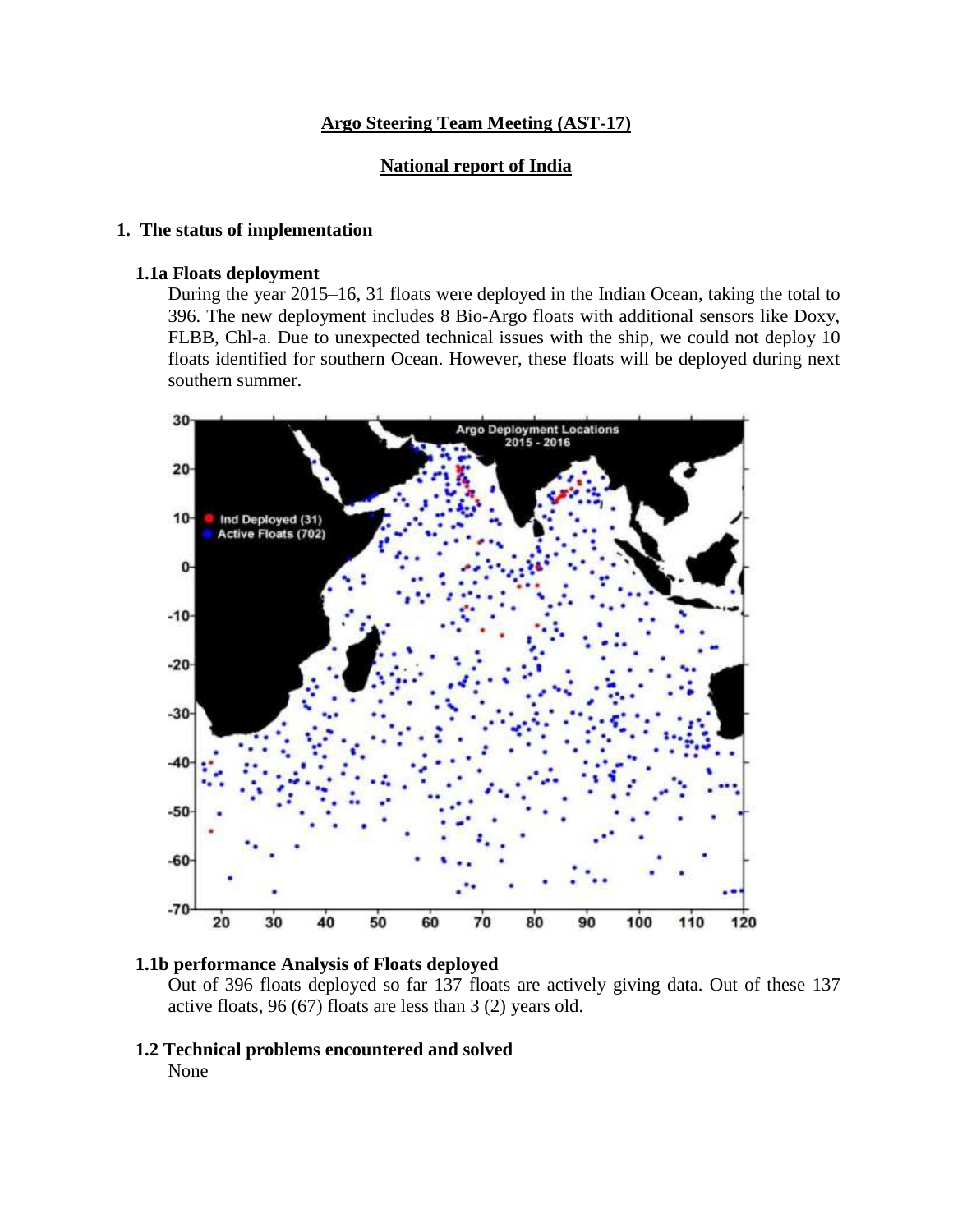# Argo Steering Team Meeting (AST-17)

## National report of India

## 1. The status of implementation

### 1.1a Floats deployment

During the year 2015–16, 31 floats were deployed in the Indian Ocean, taking the total to 396. The new deployment includes 8 Bio-Argo floats with additional sensors like Doxy, FLBB, Chl-a. Due to unexpected technical issues with the ship, we could not deploy 10 floats identified for southern Ocean. However, these floats will be deployed during next southern summer.

### 1.1b performance Analysis of Floats deployed

Out of 396 floats deployed so far 137 floats are actively giving data. Out of these 137 active floats, 96 (67) floats are less than 3 (2) years old.

### 1.2 Technical problems encountered and solved

None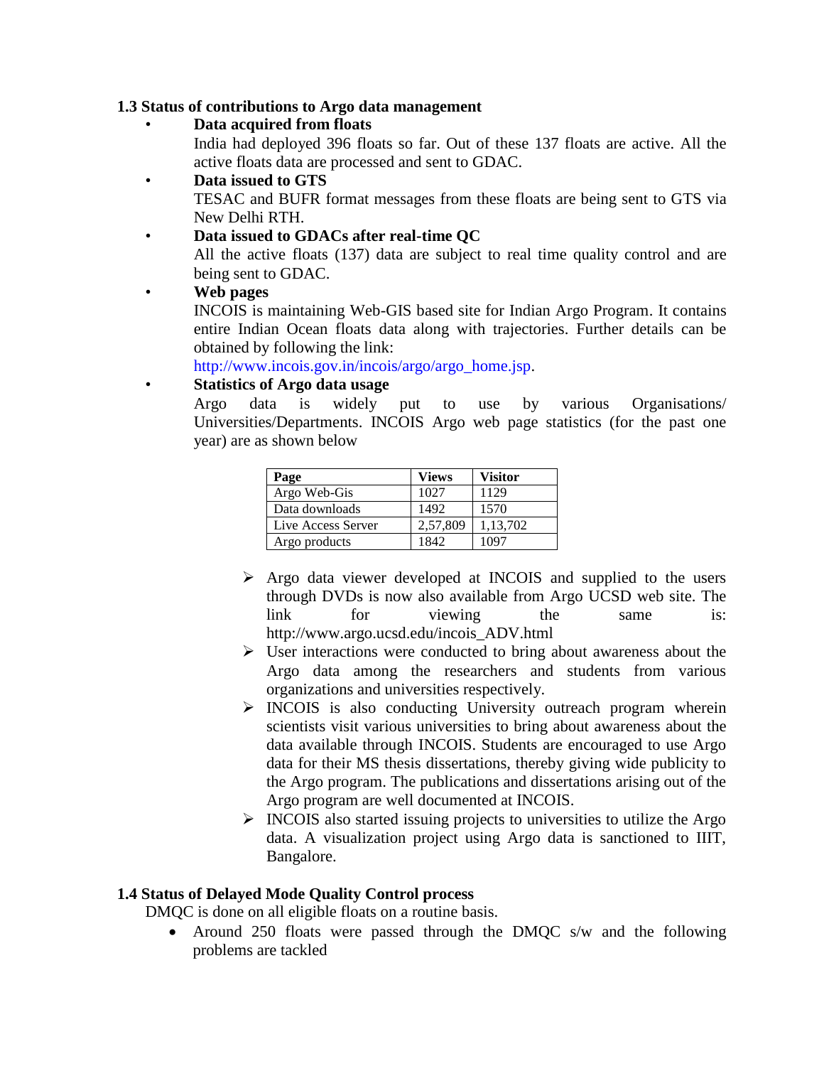## 1.3 Status of contributions to Argo data management

- **Data acquired from floats**
  India had deployed 396 floats so far. Out of these 137 floats are active. All the active floats data are processed and sent to GDAC.
- **Data issued to GTS**
  TESAC and BUFR format messages from these floats are being sent to GTS via New Delhi RTH.
- **Data issued to GDACs after real-time QC**
  All the active floats (137) data are subject to real time quality control and are being sent to GDAC.
- **Web pages**
  INCOIS is maintaining Web-GIS based site for Indian Argo Program. It contains entire Indian Ocean floats data along with trajectories. Further details can be obtained by following the link:
  http://www.incois.gov.in/incois/argo/argo_home.jsp.
- **Statistics of Argo data usage**
  Argo data is widely put to use by various Organisations/ Universities/Departments. INCOIS Argo web page statistics (for the past one year) are as shown below

| Page | Views | Visitor |
|---|---|---|
| Argo Web-Gis | 1027 | 1129 |
| Data downloads | 1492 | 1570 |
| Live Access Server | 2,57,809 | 1,13,702 |
| Argo products | 1842 | 1097 |

- Argo data viewer developed at INCOIS and supplied to the users through DVDs is now also available from Argo UCSD web site. The link for viewing the same is: http://www.argo.ucsd.edu/incois_ADV.html
- User interactions were conducted to bring about awareness about the Argo data among the researchers and students from various organizations and universities respectively.
- INCOIS is also conducting University outreach program wherein scientists visit various universities to bring about awareness about the data available through INCOIS. Students are encouraged to use Argo data for their MS thesis dissertations, thereby giving wide publicity to the Argo program. The publications and dissertations arising out of the Argo program are well documented at INCOIS.
- INCOIS also started issuing projects to universities to utilize the Argo data. A visualization project using Argo data is sanctioned to IIIT, Bangalore.

## 1.4 Status of Delayed Mode Quality Control process

DMQC is done on all eligible floats on a routine basis.

- Around 250 floats were passed through the DMQC s/w and the following problems are tackled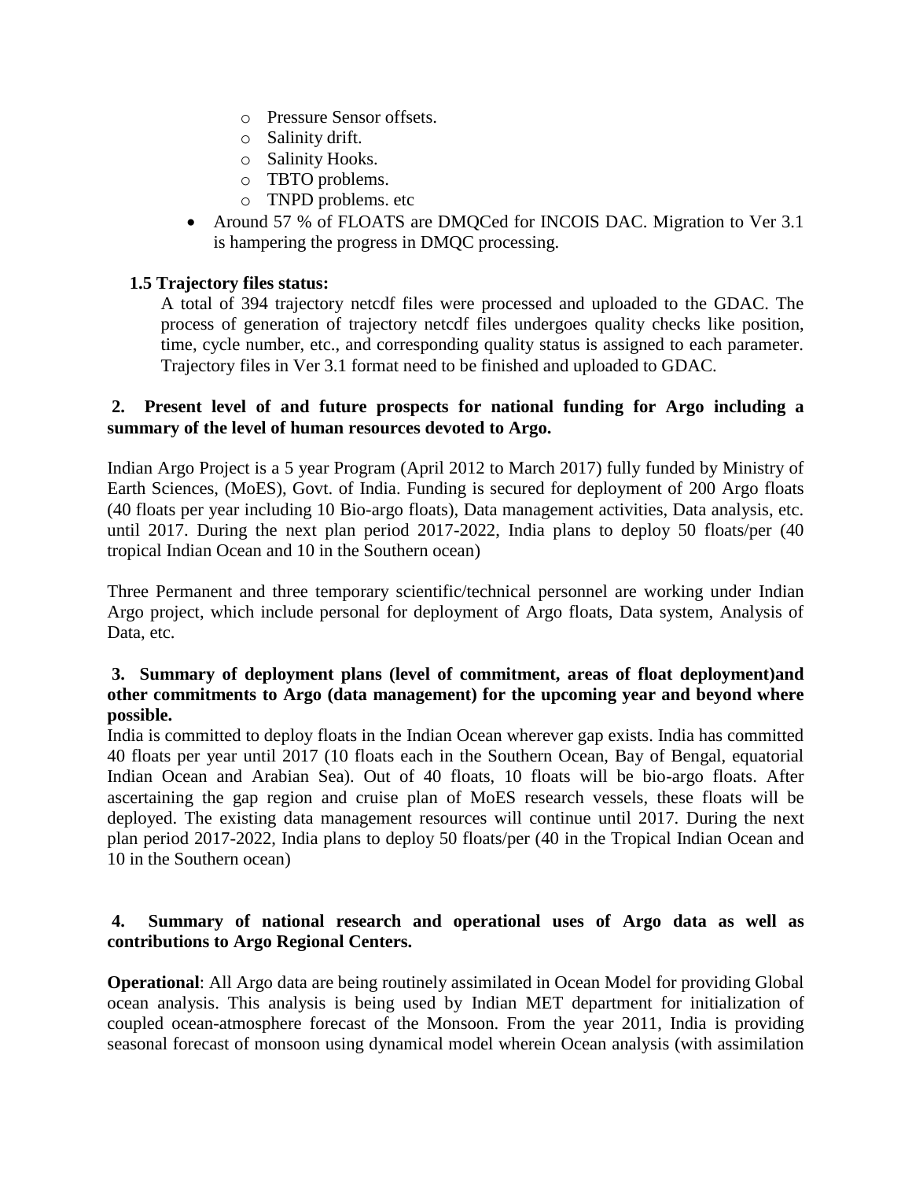- Pressure Sensor offsets.
    - Salinity drift.
    - Salinity Hooks.
    - TBTO problems.
    - TNPD problems. etc
- Around 57 % of FLOATS are DMQCed for INCOIS DAC. Migration to Ver 3.1 is hampering the progress in DMQC processing.

### 1.5 Trajectory files status:

A total of 394 trajectory netcdf files were processed and uploaded to the GDAC. The process of generation of trajectory netcdf files undergoes quality checks like position, time, cycle number, etc., and corresponding quality status is assigned to each parameter. Trajectory files in Ver 3.1 format need to be finished and uploaded to GDAC.

## 2. Present level of and future prospects for national funding for Argo including a summary of the level of human resources devoted to Argo.

Indian Argo Project is a 5 year Program (April 2012 to March 2017) fully funded by Ministry of Earth Sciences, (MoES), Govt. of India. Funding is secured for deployment of 200 Argo floats (40 floats per year including 10 Bio-argo floats), Data management activities, Data analysis, etc. until 2017. During the next plan period 2017-2022, India plans to deploy 50 floats/per (40 tropical Indian Ocean and 10 in the Southern ocean)

Three Permanent and three temporary scientific/technical personnel are working under Indian Argo project, which include personal for deployment of Argo floats, Data system, Analysis of Data, etc.

## 3. Summary of deployment plans (level of commitment, areas of float deployment)and other commitments to Argo (data management) for the upcoming year and beyond where possible.

India is committed to deploy floats in the Indian Ocean wherever gap exists. India has committed 40 floats per year until 2017 (10 floats each in the Southern Ocean, Bay of Bengal, equatorial Indian Ocean and Arabian Sea). Out of 40 floats, 10 floats will be bio-argo floats. After ascertaining the gap region and cruise plan of MoES research vessels, these floats will be deployed. The existing data management resources will continue until 2017. During the next plan period 2017-2022, India plans to deploy 50 floats/per (40 in the Tropical Indian Ocean and 10 in the Southern ocean)

## 4. Summary of national research and operational uses of Argo data as well as contributions to Argo Regional Centers.

**Operational**: All Argo data are being routinely assimilated in Ocean Model for providing Global ocean analysis. This analysis is being used by Indian MET department for initialization of coupled ocean-atmosphere forecast of the Monsoon. From the year 2011, India is providing seasonal forecast of monsoon using dynamical model wherein Ocean analysis (with assimilation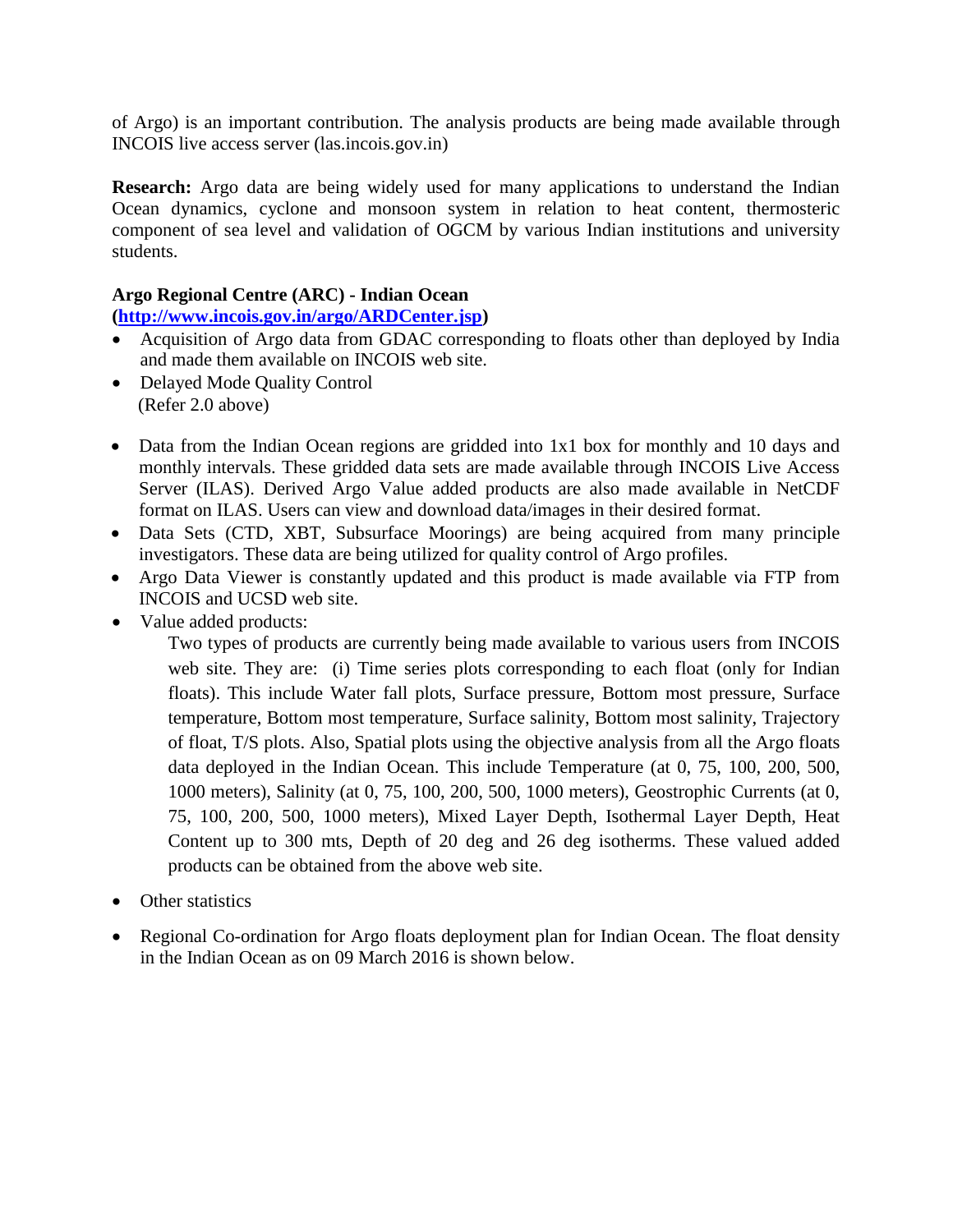of Argo) is an important contribution. The analysis products are being made available through INCOIS live access server (las.incois.gov.in)

**Research:** Argo data are being widely used for many applications to understand the Indian Ocean dynamics, cyclone and monsoon system in relation to heat content, thermosteric component of sea level and validation of OGCM by various Indian institutions and university students.

**Argo Regional Centre (ARC) - Indian Ocean**
**([http://www.incois.gov.in/argo/ARDCenter.jsp](http://www.incois.gov.in/argo/ARDCenter.jsp))**

- Acquisition of Argo data from GDAC corresponding to floats other than deployed by India and made them available on INCOIS web site.
- Delayed Mode Quality Control
  (Refer 2.0 above)

- Data from the Indian Ocean regions are gridded into 1x1 box for monthly and 10 days and monthly intervals. These gridded data sets are made available through INCOIS Live Access Server (ILAS). Derived Argo Value added products are also made available in NetCDF format on ILAS. Users can view and download data/images in their desired format.
- Data Sets (CTD, XBT, Subsurface Moorings) are being acquired from many principle investigators. These data are being utilized for quality control of Argo profiles.
- Argo Data Viewer is constantly updated and this product is made available via FTP from INCOIS and UCSD web site.
- Value added products:

  Two types of products are currently being made available to various users from INCOIS web site. They are: (i) Time series plots corresponding to each float (only for Indian floats). This include Water fall plots, Surface pressure, Bottom most pressure, Surface temperature, Bottom most temperature, Surface salinity, Bottom most salinity, Trajectory of float, T/S plots. Also, Spatial plots using the objective analysis from all the Argo floats data deployed in the Indian Ocean. This include Temperature (at 0, 75, 100, 200, 500, 1000 meters), Salinity (at 0, 75, 100, 200, 500, 1000 meters), Geostrophic Currents (at 0, 75, 100, 200, 500, 1000 meters), Mixed Layer Depth, Isothermal Layer Depth, Heat Content up to 300 mts, Depth of 20 deg and 26 deg isotherms. These valued added products can be obtained from the above web site.

- Other statistics

- Regional Co-ordination for Argo floats deployment plan for Indian Ocean. The float density in the Indian Ocean as on 09 March 2016 is shown below.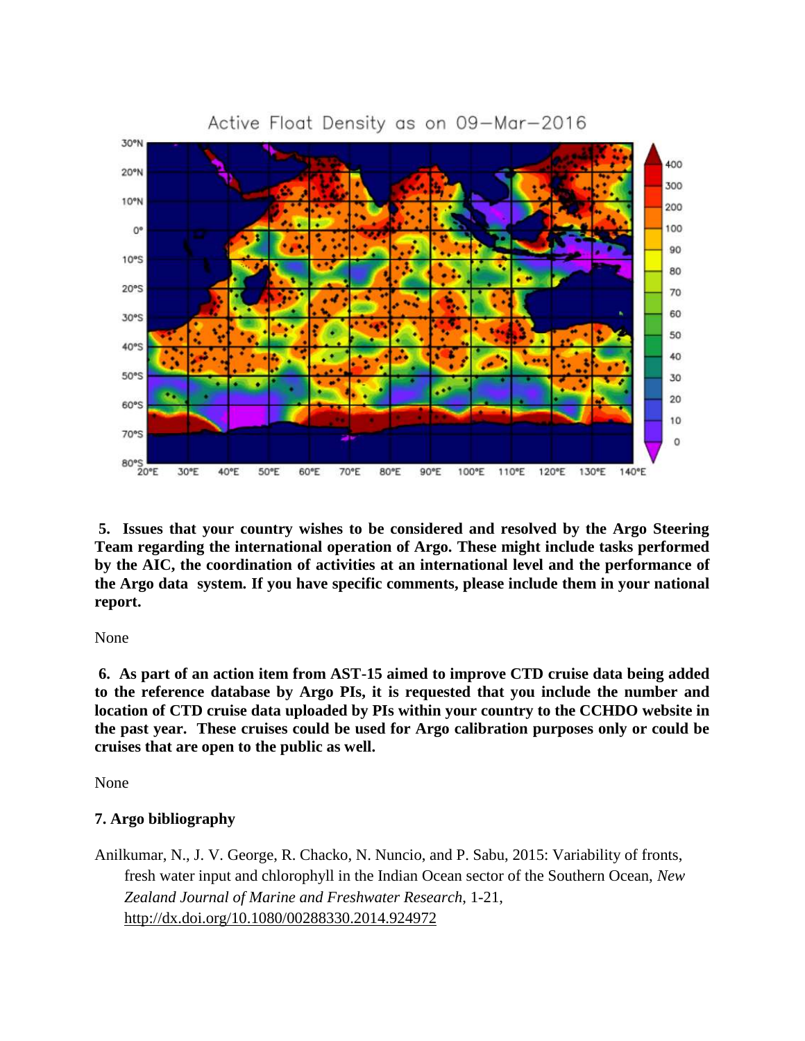Active Float Density as on 09–Mar–2016

**5. Issues that your country wishes to be considered and resolved by the Argo Steering Team regarding the international operation of Argo. These might include tasks performed by the AIC, the coordination of activities at an international level and the performance of the Argo data system. If you have specific comments, please include them in your national report.**

None

**6. As part of an action item from AST-15 aimed to improve CTD cruise data being added to the reference database by Argo PIs, it is requested that you include the number and location of CTD cruise data uploaded by PIs within your country to the CCHDO website in the past year. These cruises could be used for Argo calibration purposes only or could be cruises that are open to the public as well.**

None

**7. Argo bibliography**

Anilkumar, N., J. V. George, R. Chacko, N. Nuncio, and P. Sabu, 2015: Variability of fronts, fresh water input and chlorophyll in the Indian Ocean sector of the Southern Ocean, *New Zealand Journal of Marine and Freshwater Research*, 1-21, http://dx.doi.org/10.1080/00288330.2014.924972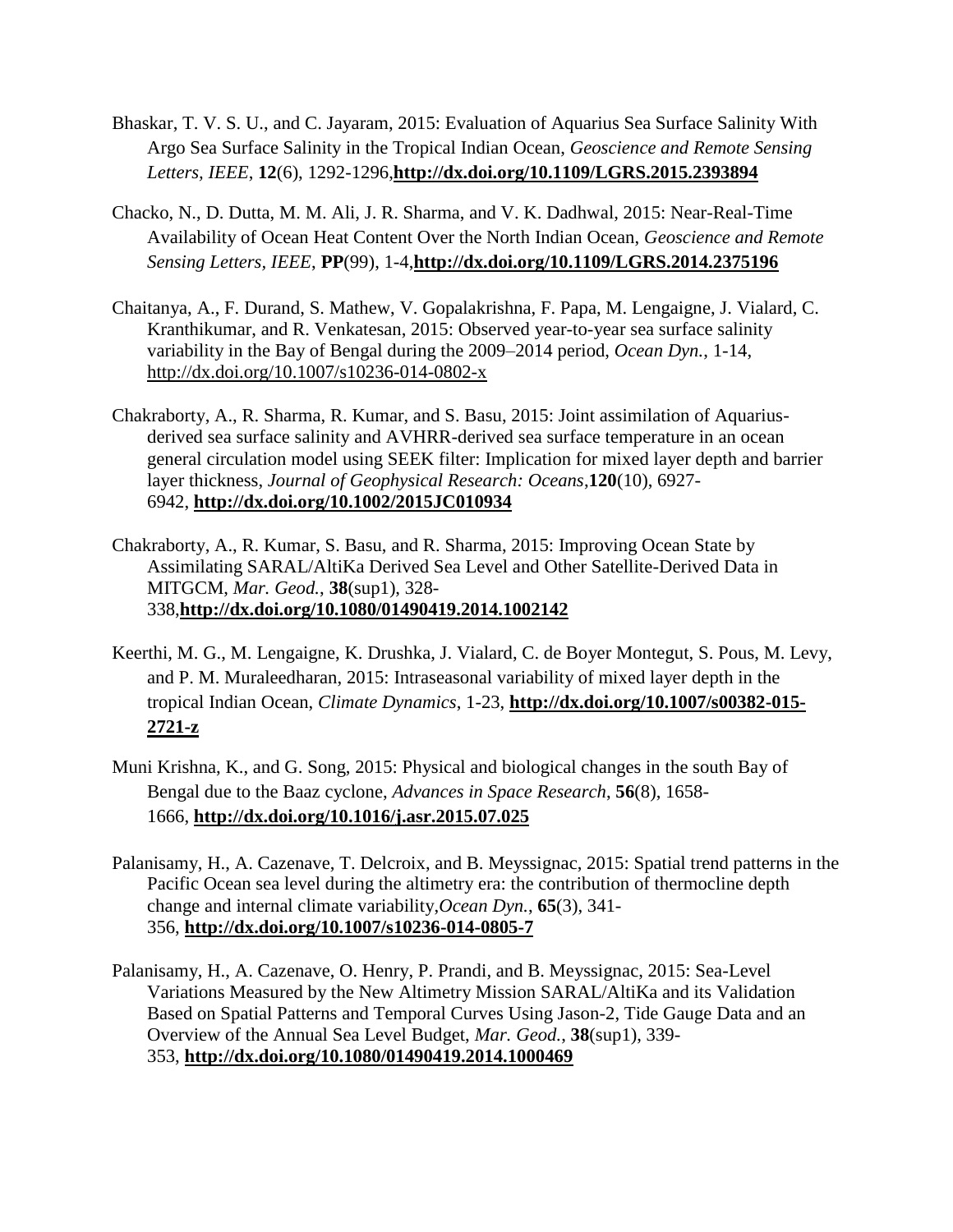Bhaskar, T. V. S. U., and C. Jayaram, 2015: Evaluation of Aquarius Sea Surface Salinity With Argo Sea Surface Salinity in the Tropical Indian Ocean, *Geoscience and Remote Sensing Letters, IEEE*, **12**(6), 1292-1296,**http://dx.doi.org/10.1109/LGRS.2015.2393894**

Chacko, N., D. Dutta, M. M. Ali, J. R. Sharma, and V. K. Dadhwal, 2015: Near-Real-Time Availability of Ocean Heat Content Over the North Indian Ocean, *Geoscience and Remote Sensing Letters, IEEE*, **PP**(99), 1-4,**http://dx.doi.org/10.1109/LGRS.2014.2375196**

Chaitanya, A., F. Durand, S. Mathew, V. Gopalakrishna, F. Papa, M. Lengaigne, J. Vialard, C. Kranthikumar, and R. Venkatesan, 2015: Observed year-to-year sea surface salinity variability in the Bay of Bengal during the 2009–2014 period, *Ocean Dyn.*, 1-14, http://dx.doi.org/10.1007/s10236-014-0802-x

Chakraborty, A., R. Sharma, R. Kumar, and S. Basu, 2015: Joint assimilation of Aquarius-derived sea surface salinity and AVHRR-derived sea surface temperature in an ocean general circulation model using SEEK filter: Implication for mixed layer depth and barrier layer thickness, *Journal of Geophysical Research: Oceans*,**120**(10), 6927-6942, **http://dx.doi.org/10.1002/2015JC010934**

Chakraborty, A., R. Kumar, S. Basu, and R. Sharma, 2015: Improving Ocean State by Assimilating SARAL/AltiKa Derived Sea Level and Other Satellite-Derived Data in MITGCM, *Mar. Geod.*, **38**(sup1), 328-338,**http://dx.doi.org/10.1080/01490419.2014.1002142**

Keerthi, M. G., M. Lengaigne, K. Drushka, J. Vialard, C. de Boyer Montegut, S. Pous, M. Levy, and P. M. Muraleedharan, 2015: Intraseasonal variability of mixed layer depth in the tropical Indian Ocean, *Climate Dynamics*, 1-23, **http://dx.doi.org/10.1007/s00382-015-2721-z**

Muni Krishna, K., and G. Song, 2015: Physical and biological changes in the south Bay of Bengal due to the Baaz cyclone, *Advances in Space Research*, **56**(8), 1658-1666, **http://dx.doi.org/10.1016/j.asr.2015.07.025**

Palanisamy, H., A. Cazenave, T. Delcroix, and B. Meyssignac, 2015: Spatial trend patterns in the Pacific Ocean sea level during the altimetry era: the contribution of thermocline depth change and internal climate variability,*Ocean Dyn.*, **65**(3), 341-356, **http://dx.doi.org/10.1007/s10236-014-0805-7**

Palanisamy, H., A. Cazenave, O. Henry, P. Prandi, and B. Meyssignac, 2015: Sea-Level Variations Measured by the New Altimetry Mission SARAL/AltiKa and its Validation Based on Spatial Patterns and Temporal Curves Using Jason-2, Tide Gauge Data and an Overview of the Annual Sea Level Budget, *Mar. Geod.*, **38**(sup1), 339-353, **http://dx.doi.org/10.1080/01490419.2014.1000469**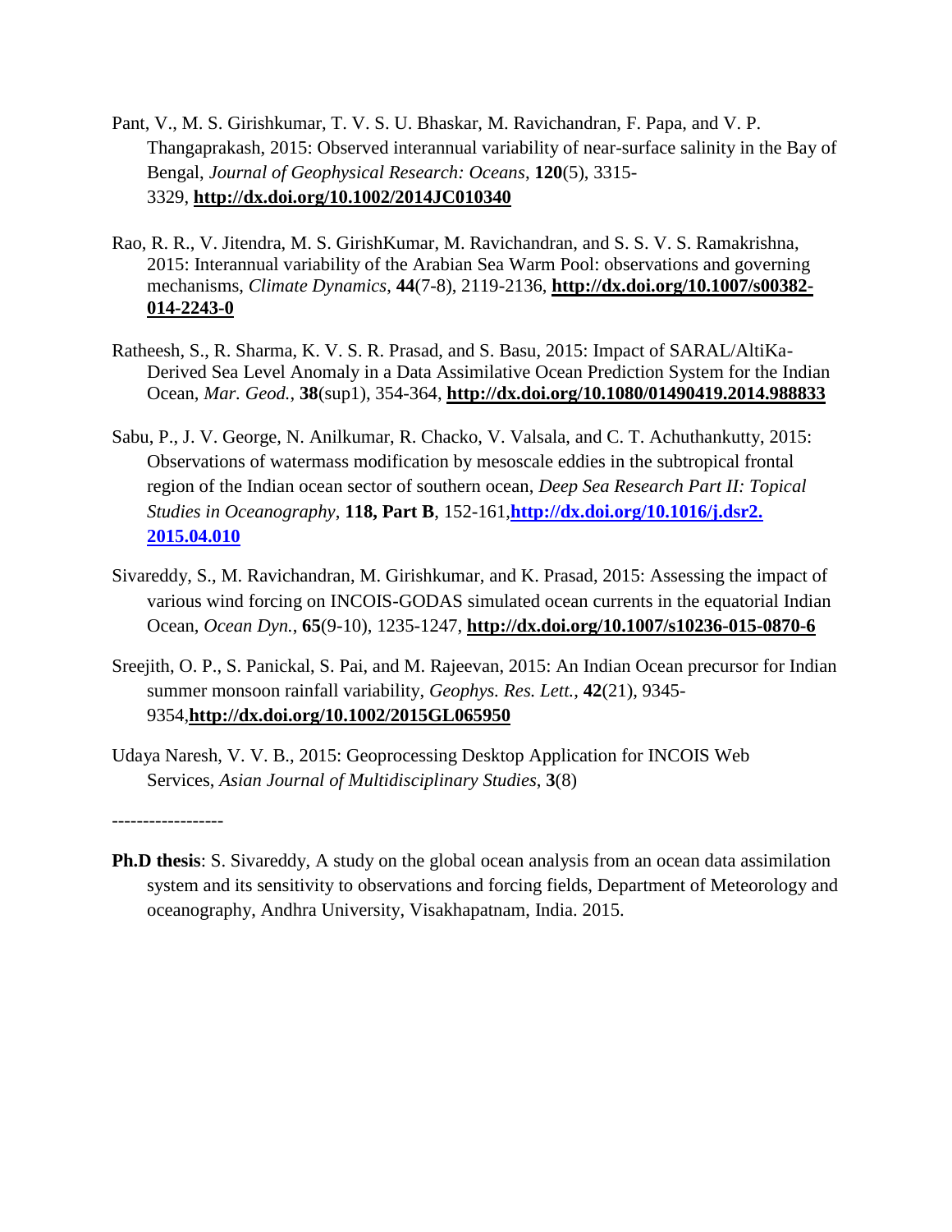Pant, V., M. S. Girishkumar, T. V. S. U. Bhaskar, M. Ravichandran, F. Papa, and V. P. Thangaprakash, 2015: Observed interannual variability of near-surface salinity in the Bay of Bengal, *Journal of Geophysical Research: Oceans*, **120**(5), 3315-3329, **http://dx.doi.org/10.1002/2014JC010340**

Rao, R. R., V. Jitendra, M. S. GirishKumar, M. Ravichandran, and S. S. V. S. Ramakrishna, 2015: Interannual variability of the Arabian Sea Warm Pool: observations and governing mechanisms, *Climate Dynamics*, **44**(7-8), 2119-2136, **http://dx.doi.org/10.1007/s00382-014-2243-0**

Ratheesh, S., R. Sharma, K. V. S. R. Prasad, and S. Basu, 2015: Impact of SARAL/AltiKa-Derived Sea Level Anomaly in a Data Assimilative Ocean Prediction System for the Indian Ocean, *Mar. Geod.*, **38**(sup1), 354-364, **http://dx.doi.org/10.1080/01490419.2014.988833**

Sabu, P., J. V. George, N. Anilkumar, R. Chacko, V. Valsala, and C. T. Achuthankutty, 2015: Observations of watermass modification by mesoscale eddies in the subtropical frontal region of the Indian ocean sector of southern ocean, *Deep Sea Research Part II: Topical Studies in Oceanography*, **118, Part B**, 152-161,**http://dx.doi.org/10.1016/j.dsr2.2015.04.010**

Sivareddy, S., M. Ravichandran, M. Girishkumar, and K. Prasad, 2015: Assessing the impact of various wind forcing on INCOIS-GODAS simulated ocean currents in the equatorial Indian Ocean, *Ocean Dyn.*, **65**(9-10), 1235-1247, **http://dx.doi.org/10.1007/s10236-015-0870-6**

Sreejith, O. P., S. Panickal, S. Pai, and M. Rajeevan, 2015: An Indian Ocean precursor for Indian summer monsoon rainfall variability, *Geophys. Res. Lett.*, **42**(21), 9345-9354,**http://dx.doi.org/10.1002/2015GL065950**

Udaya Naresh, V. V. B., 2015: Geoprocessing Desktop Application for INCOIS Web Services, *Asian Journal of Multidisciplinary Studies*, **3**(8)

------------------

**Ph.D thesis**: S. Sivareddy, A study on the global ocean analysis from an ocean data assimilation system and its sensitivity to observations and forcing fields, Department of Meteorology and oceanography, Andhra University, Visakhapatnam, India. 2015.